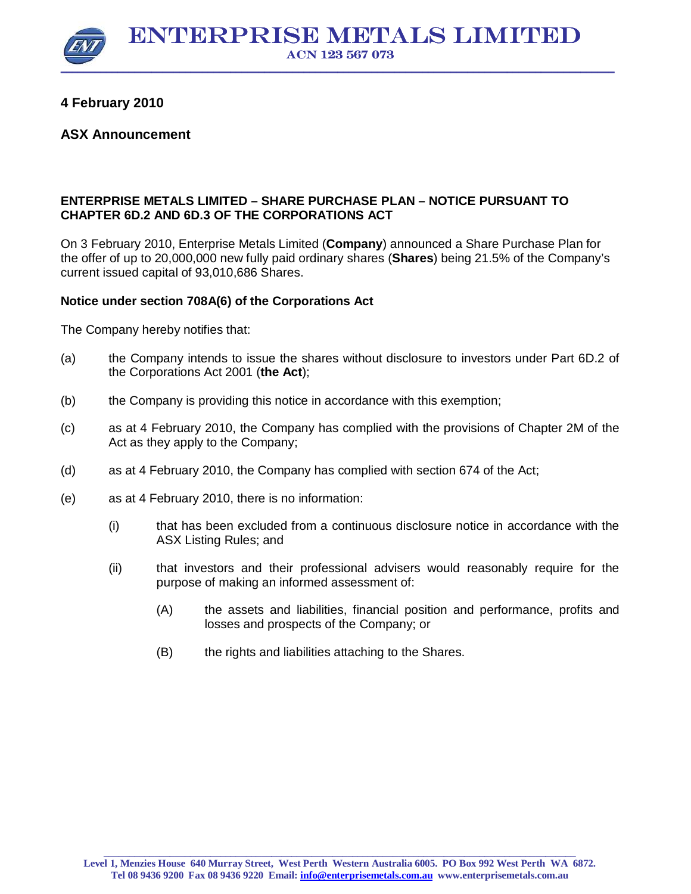# ENTERPRISE METALS LIMITED

ACN 123 567 073

**4 February 2010**

**ASX Announcement**

**ENTERPRISE METALS LIMITED – SHARE PURCHASE PLAN – NOTICE PURSUANT TO CHAPTER 6D.2 AND 6D.3 OF THE CORPORATIONS ACT**

On 3 February 2010, Enterprise Metals Limited (**Company**) announced a Share Purchase Plan for the offer of up to 20,000,000 new fully paid ordinary shares (**Shares**) being 21.5% of the Company's current issued capital of 93,010,686 Shares.

**Notice under section 708A(6) of the Corporations Act**

The Company hereby notifies that:

(a) the Company intends to issue the shares without disclosure to investors under Part 6D.2 of the Corporations Act 2001 (**the Act**);

(b) the Company is providing this notice in accordance with this exemption;

(c) as at 4 February 2010, the Company has complied with the provisions of Chapter 2M of the Act as they apply to the Company;

(d) as at 4 February 2010, the Company has complied with section 674 of the Act;

(e) as at 4 February 2010, there is no information:

  (i) that has been excluded from a continuous disclosure notice in accordance with the ASX Listing Rules; and

  (ii) that investors and their professional advisers would reasonably require for the purpose of making an informed assessment of:

    (A) the assets and liabilities, financial position and performance, profits and losses and prospects of the Company; or

    (B) the rights and liabilities attaching to the Shares.

Level 1, Menzies House 640 Murray Street, West Perth Western Australia 6005. PO Box 992 West Perth WA 6872.
Tel 08 9436 9200 Fax 08 9436 9220 Email: info@enterprisemetals.com.au www.enterprisemetals.com.au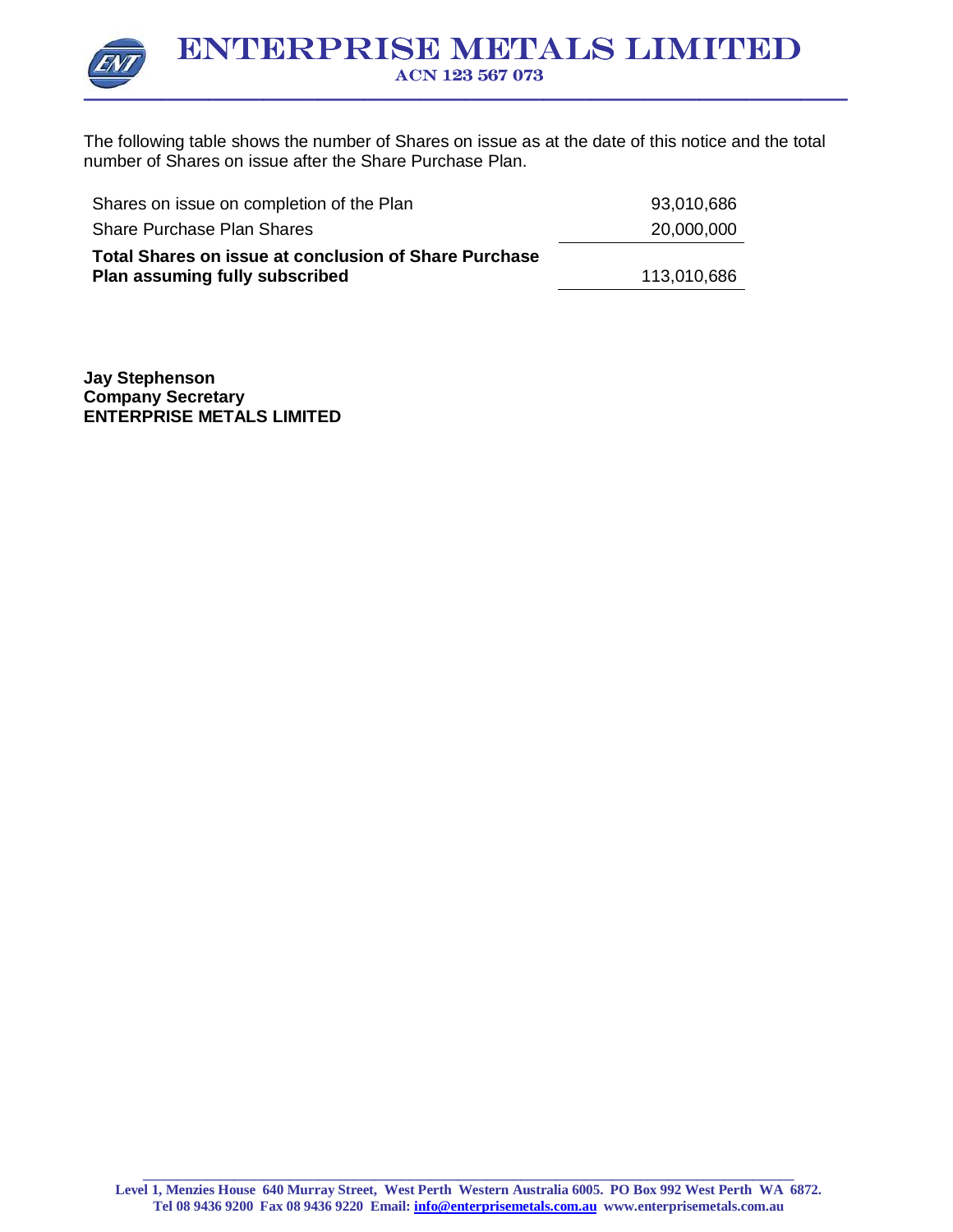The following table shows the number of Shares on issue as at the date of this notice and the total number of Shares on issue after the Share Purchase Plan.

| | |
|---|---|
| Shares on issue on completion of the Plan | 93,010,686 |
| Share Purchase Plan Shares | 20,000,000 |
| **Total Shares on issue at conclusion of Share Purchase Plan assuming fully subscribed** | 113,010,686 |

**Jay Stephenson**
**Company Secretary**
**ENTERPRISE METALS LIMITED**